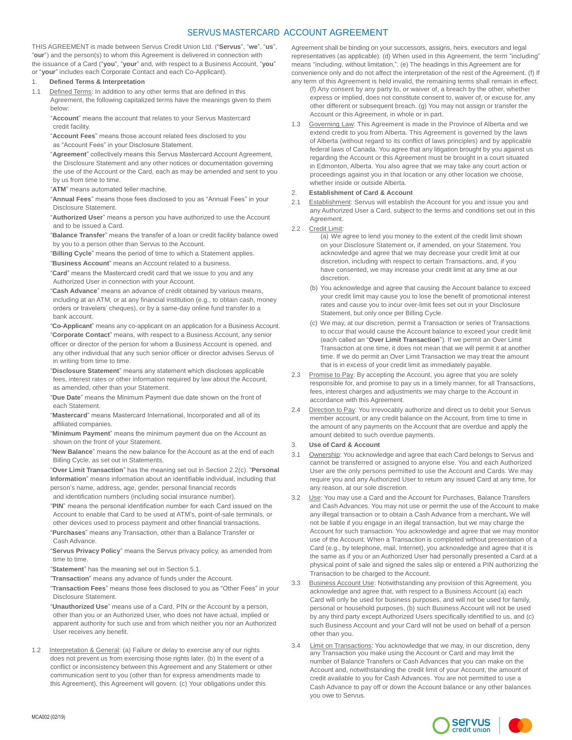# SERVUS MASTERCARD ACCOUNT AGREEMENT

THIS AGREEMENT is made between Servus Credit Union Ltd. ("**Servus**", "**we**", "**us**", "**our**") and the person(s) to whom this Agreement is delivered in connection with the issuance of a Card ("**you**", "**your**" and, with respect to a Business Account, "**you**" or "**your**" includes each Corporate Contact and each Co-Applicant).

1. **Defined Terms & Interpretation**

1.1 Defined Terms: In addition to any other terms that are defined in this Agreement, the following capitalized terms have the meanings given to them below:

"**Account**" means the account that relates to your Servus Mastercard credit facility.

"**Account Fees**" means those account related fees disclosed to you as "Account Fees" in your Disclosure Statement.

"**Agreement**" collectively means this Servus Mastercard Account Agreement, the Disclosure Statement and any other notices or documentation governing the use of the Account or the Card, each as may be amended and sent to you by us from time to time.

"**ATM**" means automated teller machine.

"**Annual Fees**" means those fees disclosed to you as "Annual Fees" in your Disclosure Statement.

"**Authorized User**" means a person you have authorized to use the Account and to be issued a Card.

"**Balance Transfer**" means the transfer of a loan or credit facility balance owed by you to a person other than Servus to the Account.

"**Billing Cycle**" means the period of time to which a Statement applies.

"**Business Account**" means an Account related to a business.

"**Card**" means the Mastercard credit card that we issue to you and any Authorized User in connection with your Account.

"**Cash Advance**" means an advance of credit obtained by various means, including at an ATM, or at any financial institution (e.g., to obtain cash, money orders or travelers' cheques), or by a same-day online fund transfer to a bank account.

"**Co-Applicant**" means any co-applicant on an application for a Business Account.

"**Corporate Contact**" means, with respect to a Business Account, any senior officer or director of the person for whom a Business Account is opened, and any other individual that any such senior officer or director advises Servus of in writing from time to time.

"**Disclosure Statement**" means any statement which discloses applicable fees, interest rates or other information required by law about the Account, as amended, other than your Statement.

"**Due Date**" means the Minimum Payment due date shown on the front of each Statement.

"**Mastercard**" means Mastercard International, Incorporated and all of its affiliated companies.

"**Minimum Payment**" means the minimum payment due on the Account as shown on the front of your Statement.

"**New Balance**" means the new balance for the Account as at the end of each Billing Cycle, as set out in Statements.

"**Over Limit Transaction**" has the meaning set out in Section 2.2(c). "**Personal Information**" means information about an identifiable individual, including that person's name, address, age, gender, personal financial records and identification numbers (including social insurance number).

"**PIN**" means the personal identification number for each Card issued on the Account to enable that Card to be used at ATM's, point-of-sale terminals, or other devices used to process payment and other financial transactions.

"**Purchases**" means any Transaction, other than a Balance Transfer or Cash Advance.

"**Servus Privacy Policy**" means the Servus privacy policy, as amended from time to time.

"**Statement**" has the meaning set out in Section 5.1.

"**Transaction**" means any advance of funds under the Account.

"**Transaction Fees**" means those fees disclosed to you as "Other Fees" in your Disclosure Statement.

"**Unauthorized Use**" means use of a Card, PIN or the Account by a person, other than you or an Authorized User, who does not have actual, implied or apparent authority for such use and from which neither you nor an Authorized User receives any benefit.

1.2 Interpretation & General: (a) Failure or delay to exercise any of our rights does not prevent us from exercising those rights later. (b) In the event of a conflict or inconsistency between this Agreement and any Statement or other communication sent to you (other than for express amendments made to this Agreement), this Agreement will govern. (c) Your obligations under this Agreement shall be binding on your successors, assigns, heirs, executors and legal representatives (as applicable). (d) When used in this Agreement, the term "including" means "including, without limitation,". (e) The headings in this Agreement are for convenience only and do not affect the interpretation of the rest of the Agreement. (f) If any term of this Agreement is held invalid, the remaining terms shall remain in effect. (f) Any consent by any party to, or waiver of, a breach by the other, whether express or implied, does not constitute consent to, waiver of, or excuse for, any other different or subsequent breach. (g) You may not assign or transfer the Account or this Agreement, in whole or in part.

1.3 Governing Law: This Agreement is made in the Province of Alberta and we extend credit to you from Alberta. This Agreement is governed by the laws of Alberta (without regard to its conflict of laws principles) and by applicable federal laws of Canada. You agree that any litigation brought by you against us regarding the Account or this Agreement must be brought in a court situated in Edmonton, Alberta. You also agree that we may take any court action or proceedings against you in that location or any other location we choose, whether inside or outside Alberta.

2. **Establishment of Card & Account**

2.1 Establishment: Servus will establish the Account for you and issue you and any Authorized User a Card, subject to the terms and conditions set out in this Agreement.

2.2 Credit Limit:

(a) We agree to lend you money to the extent of the credit limit shown on your Disclosure Statement or, if amended, on your Statement. You acknowledge and agree that we may decrease your credit limit at our discretion, including with respect to certain Transactions, and, if you have consented, we may increase your credit limit at any time at our discretion.

(b) You acknowledge and agree that causing the Account balance to exceed your credit limit may cause you to lose the benefit of promotional interest rates and cause you to incur over-limit fees set out in your Disclosure Statement, but only once per Billing Cycle.

(c) We may, at our discretion, permit a Transaction or series of Transactions to occur that would cause the Account balance to exceed your credit limit (each called an "**Over Limit Transaction**"). If we permit an Over Limit Transaction at one time, it does not mean that we will permit it at another time. If we do permit an Over Limit Transaction we may treat the amount that is in excess of your credit limit as immediately payable.

2.3 Promise to Pay: By accepting the Account, you agree that you are solely responsible for, and promise to pay us in a timely manner, for all Transactions, fees, interest charges and adjustments we may charge to the Account in accordance with this Agreement.

2.4 Direction to Pay: You irrevocably authorize and direct us to debit your Servus member account, or any credit balance on the Account, from time to time in the amount of any payments on the Account that are overdue and apply the amount debited to such overdue payments.

3. **Use of Card & Account**

3.1 Ownership: You acknowledge and agree that each Card belongs to Servus and cannot be transferred or assigned to anyone else. You and each Authorized User are the only persons permitted to use the Account and Cards. We may require you and any Authorized User to return any issued Card at any time, for any reason, at our sole discretion.

3.2 Use: You may use a Card and the Account for Purchases, Balance Transfers and Cash Advances. You may not use or permit the use of the Account to make any illegal transaction or to obtain a Cash Advance from a merchant**.** We will not be liable if you engage in an illegal transaction, but we may charge the Account for such transaction. You acknowledge and agree that we may monitor use of the Account. When a Transaction is completed without presentation of a Card (e.g., by telephone, mail, Internet), you acknowledge and agree that it is the same as if you or an Authorized User had personally presented a Card at a physical point of sale and signed the sales slip or entered a PIN authorizing the Transaction to be charged to the Account.

3.3 Business Account Use: Notwithstanding any provision of this Agreement, you acknowledge and agree that, with respect to a Business Account (a) each Card will only be used for business purposes, and will not be used for family, personal or household purposes, (b) such Business Account will not be used by any third party except Authorized Users specifically identified to us, and (c) such Business Account and your Card will not be used on behalf of a person other than you.

3.4 Limit on Transactions: You acknowledge that we may, in our discretion, deny any Transaction you make using the Account or Card and may limit the number of Balance Transfers or Cash Advances that you can make on the Account and, notwithstanding the credit limit of your Account, the amount of credit available to you for Cash Advances. You are not permitted to use a Cash Advance to pay off or down the Account balance or any other balances you owe to Servus.

MCA002 (02/19)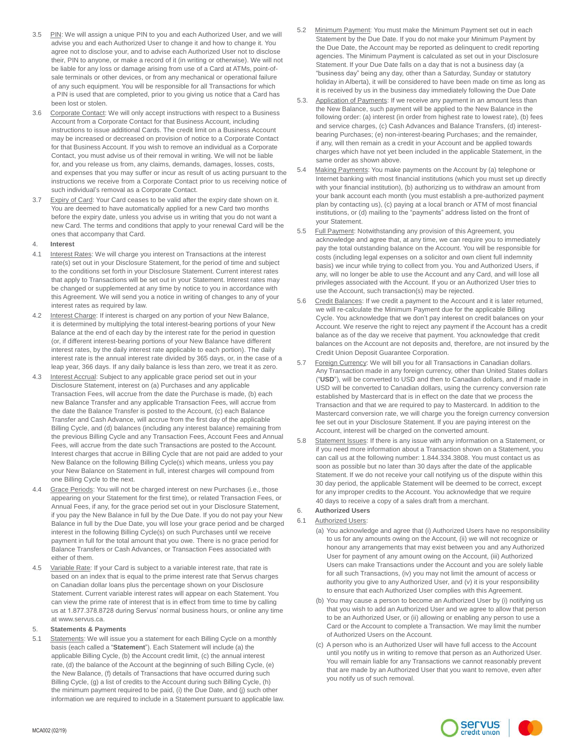3.5 PIN: We will assign a unique PIN to you and each Authorized User, and we will advise you and each Authorized User to change it and how to change it. You agree not to disclose your, and to advise each Authorized User not to disclose their, PIN to anyone, or make a record of it (in writing or otherwise). We will not be liable for any loss or damage arising from use of a Card at ATMs, point-of-sale terminals or other devices, or from any mechanical or operational failure of any such equipment. You will be responsible for all Transactions for which a PIN is used that are completed, prior to you giving us notice that a Card has been lost or stolen.

3.6 Corporate Contact: We will only accept instructions with respect to a Business Account from a Corporate Contact for that Business Account, including instructions to issue additional Cards. The credit limit on a Business Account may be increased or decreased on provision of notice to a Corporate Contact for that Business Account. If you wish to remove an individual as a Corporate Contact, you must advise us of their removal in writing. We will not be liable for, and you release us from, any claims, demands, damages, losses, costs, and expenses that you may suffer or incur as result of us acting pursuant to the instructions we receive from a Corporate Contact prior to us receiving notice of such individual's removal as a Corporate Contact.

3.7 Expiry of Card: Your Card ceases to be valid after the expiry date shown on it. You are deemed to have automatically applied for a new Card two months before the expiry date, unless you advise us in writing that you do not want a new Card. The terms and conditions that apply to your renewal Card will be the ones that accompany that Card.

## 4. Interest

4.1 Interest Rates: We will charge you interest on Transactions at the interest rate(s) set out in your Disclosure Statement, for the period of time and subject to the conditions set forth in your Disclosure Statement. Current interest rates that apply to Transactions will be set out in your Statement. Interest rates may be changed or supplemented at any time by notice to you in accordance with this Agreement. We will send you a notice in writing of changes to any of your interest rates as required by law.

4.2 Interest Charge: If interest is charged on any portion of your New Balance, it is determined by multiplying the total interest-bearing portions of your New Balance at the end of each day by the interest rate for the period in question (or, if different interest-bearing portions of your New Balance have different interest rates, by the daily interest rate applicable to each portion). The daily interest rate is the annual interest rate divided by 365 days, or, in the case of a leap year, 366 days. If any daily balance is less than zero, we treat it as zero.

4.3 Interest Accrual: Subject to any applicable grace period set out in your Disclosure Statement, interest on (a) Purchases and any applicable Transaction Fees, will accrue from the date the Purchase is made, (b) each new Balance Transfer and any applicable Transaction Fees, will accrue from the date the Balance Transfer is posted to the Account, (c) each Balance Transfer and Cash Advance, will accrue from the first day of the applicable Billing Cycle, and (d) balances (including any interest balance) remaining from the previous Billing Cycle and any Transaction Fees, Account Fees and Annual Fees, will accrue from the date such Transactions are posted to the Account. Interest charges that accrue in Billing Cycle that are not paid are added to your New Balance on the following Billing Cycle(s) which means, unless you pay your New Balance on Statement in full, interest charges will compound from one Billing Cycle to the next.

4.4 Grace Periods: You will not be charged interest on new Purchases (i.e., those appearing on your Statement for the first time), or related Transaction Fees, or Annual Fees, if any, for the grace period set out in your Disclosure Statement, if you pay the New Balance in full by the Due Date. If you do not pay your New Balance in full by the Due Date, you will lose your grace period and be charged interest in the following Billing Cycle(s) on such Purchases until we receive payment in full for the total amount that you owe. There is no grace period for Balance Transfers or Cash Advances, or Transaction Fees associated with either of them.

4.5 Variable Rate: If your Card is subject to a variable interest rate, that rate is based on an index that is equal to the prime interest rate that Servus charges on Canadian dollar loans plus the percentage shown on your Disclosure Statement. Current variable interest rates will appear on each Statement. You can view the prime rate of interest that is in effect from time to time by calling us at 1.877.378.8728 during Servus' normal business hours, or online any time at www.servus.ca.

## 5. Statements & Payments

5.1 Statements: We will issue you a statement for each Billing Cycle on a monthly basis (each called a "**Statement**"). Each Statement will include (a) the applicable Billing Cycle, (b) the Account credit limit, (c) the annual interest rate, (d) the balance of the Account at the beginning of such Billing Cycle, (e) the New Balance, (f) details of Transactions that have occurred during such Billing Cycle, (g) a list of credits to the Account during such Billing Cycle, (h) the minimum payment required to be paid, (i) the Due Date, and (j) such other information we are required to include in a Statement pursuant to applicable law.

5.2 Minimum Payment: You must make the Minimum Payment set out in each Statement by the Due Date. If you do not make your Minimum Payment by the Due Date, the Account may be reported as delinquent to credit reporting agencies. The Minimum Payment is calculated as set out in your Disclosure Statement. If your Due Date falls on a day that is not a business day (a "business day" being any day, other than a Saturday, Sunday or statutory holiday in Alberta), it will be considered to have been made on time as long as it is received by us in the business day immediately following the Due Date

5.3. Application of Payments: If we receive any payment in an amount less than the New Balance, such payment will be applied to the New Balance in the following order: (a) interest (in order from highest rate to lowest rate), (b) fees and service charges, (c) Cash Advances and Balance Transfers, (d) interest-bearing Purchases; (e) non-interest-bearing Purchases; and the remainder, if any, will then remain as a credit in your Account and be applied towards charges which have not yet been included in the applicable Statement, in the same order as shown above.

5.4 Making Payments: You make payments on the Account by (a) telephone or Internet banking with most financial institutions (which you must set up directly with your financial institution), (b) authorizing us to withdraw an amount from your bank account each month (you must establish a pre-authorized payment plan by contacting us), (c) paying at a local branch or ATM of most financial institutions, or (d) mailing to the "payments" address listed on the front of your Statement.

5.5 Full Payment: Notwithstanding any provision of this Agreement, you acknowledge and agree that, at any time, we can require you to immediately pay the total outstanding balance on the Account. You will be responsible for costs (including legal expenses on a solicitor and own client full indemnity basis) we incur while trying to collect from you. You and Authorized Users, if any, will no longer be able to use the Account and any Card, and will lose all privileges associated with the Account. If you or an Authorized User tries to use the Account, such transaction(s) may be rejected.

5.6 Credit Balances: If we credit a payment to the Account and it is later returned, we will re-calculate the Minimum Payment due for the applicable Billing Cycle. You acknowledge that we don't pay interest on credit balances on your Account. We reserve the right to reject any payment if the Account has a credit balance as of the day we receive that payment. You acknowledge that credit balances on the Account are not deposits and, therefore, are not insured by the Credit Union Deposit Guarantee Corporation.

5.7 Foreign Currency: We will bill you for all Transactions in Canadian dollars. Any Transaction made in any foreign currency, other than United States dollars ("**USD**"), will be converted to USD and then to Canadian dollars, and if made in USD will be converted to Canadian dollars, using the currency conversion rate established by Mastercard that is in effect on the date that we process the Transaction and that we are required to pay to Mastercard. In addition to the Mastercard conversion rate, we will charge you the foreign currency conversion fee set out in your Disclosure Statement. If you are paying interest on the Account, interest will be charged on the converted amount.

5.8 Statement Issues: If there is any issue with any information on a Statement, or if you need more information about a Transaction shown on a Statement, you can call us at the following number: 1.844.334.3808. You must contact us as soon as possible but no later than 30 days after the date of the applicable Statement. If we do not receive your call notifying us of the dispute within this 30 day period, the applicable Statement will be deemed to be correct, except for any improper credits to the Account. You acknowledge that we require 40 days to receive a copy of a sales draft from a merchant.

## 6. Authorized Users

6.1 Authorized Users:

(a) You acknowledge and agree that (i) Authorized Users have no responsibility to us for any amounts owing on the Account, (ii) we will not recognize or honour any arrangements that may exist between you and any Authorized User for payment of any amount owing on the Account, (iii) Authorized Users can make Transactions under the Account and you are solely liable for all such Transactions, (iv) you may not limit the amount of access or authority you give to any Authorized User, and (v) it is your responsibility to ensure that each Authorized User complies with this Agreement.

(b) You may cause a person to become an Authorized User by (i) notifying us that you wish to add an Authorized User and we agree to allow that person to be an Authorized User, or (ii) allowing or enabling any person to use a Card or the Account to complete a Transaction. We may limit the number of Authorized Users on the Account.

(c) A person who is an Authorized User will have full access to the Account until you notify us in writing to remove that person as an Authorized User. You will remain liable for any Transactions we cannot reasonably prevent that are made by an Authorized User that you want to remove, even after you notify us of such removal.

MCA002 (02/19)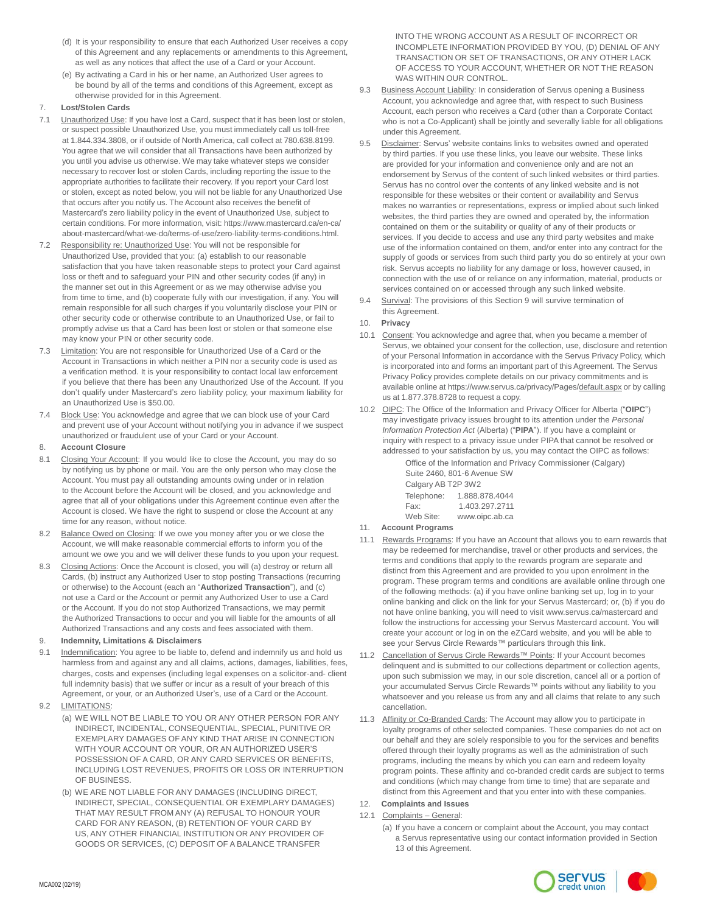(d) It is your responsibility to ensure that each Authorized User receives a copy of this Agreement and any replacements or amendments to this Agreement, as well as any notices that affect the use of a Card or your Account.

(e) By activating a Card in his or her name, an Authorized User agrees to be bound by all of the terms and conditions of this Agreement, except as otherwise provided for in this Agreement.

## 7. Lost/Stolen Cards

7.1 Unauthorized Use: If you have lost a Card, suspect that it has been lost or stolen, or suspect possible Unauthorized Use, you must immediately call us toll-free at 1.844.334.3808, or if outside of North America, call collect at 780.638.8199. You agree that we will consider that all Transactions have been authorized by you until you advise us otherwise. We may take whatever steps we consider necessary to recover lost or stolen Cards, including reporting the issue to the appropriate authorities to facilitate their recovery. If you report your Card lost or stolen, except as noted below, you will not be liable for any Unauthorized Use that occurs after you notify us. The Account also receives the benefit of Mastercard's zero liability policy in the event of Unauthorized Use, subject to certain conditions. For more information, visit: https://www.mastercard.ca/en-ca/about-mastercard/what-we-do/terms-of-use/zero-liability-terms-conditions.html.

7.2 Responsibility re: Unauthorized Use: You will not be responsible for Unauthorized Use, provided that you: (a) establish to our reasonable satisfaction that you have taken reasonable steps to protect your Card against loss or theft and to safeguard your PIN and other security codes (if any) in the manner set out in this Agreement or as we may otherwise advise you from time to time, and (b) cooperate fully with our investigation, if any. You will remain responsible for all such charges if you voluntarily disclose your PIN or other security code or otherwise contribute to an Unauthorized Use, or fail to promptly advise us that a Card has been lost or stolen or that someone else may know your PIN or other security code.

7.3 Limitation: You are not responsible for Unauthorized Use of a Card or the Account in Transactions in which neither a PIN nor a security code is used as a verification method. It is your responsibility to contact local law enforcement if you believe that there has been any Unauthorized Use of the Account. If you don't qualify under Mastercard's zero liability policy, your maximum liability for an Unauthorized Use is $50.00.

7.4 Block Use: You acknowledge and agree that we can block use of your Card and prevent use of your Account without notifying you in advance if we suspect unauthorized or fraudulent use of your Card or your Account.

## 8. Account Closure

8.1 Closing Your Account: If you would like to close the Account, you may do so by notifying us by phone or mail. You are the only person who may close the Account. You must pay all outstanding amounts owing under or in relation to the Account before the Account will be closed, and you acknowledge and agree that all of your obligations under this Agreement continue even after the Account is closed. We have the right to suspend or close the Account at any time for any reason, without notice.

8.2 Balance Owed on Closing: If we owe you money after you or we close the Account, we will make reasonable commercial efforts to inform you of the amount we owe you and we will deliver these funds to you upon your request.

8.3 Closing Actions: Once the Account is closed, you will (a) destroy or return all Cards, (b) instruct any Authorized User to stop posting Transactions (recurring or otherwise) to the Account (each an "**Authorized Transaction**"), and (c) not use a Card or the Account or permit any Authorized User to use a Card or the Account. If you do not stop Authorized Transactions, we may permit the Authorized Transactions to occur and you will liable for the amounts of all Authorized Transactions and any costs and fees associated with them.

## 9. Indemnity, Limitations & Disclaimers

9.1 Indemnification: You agree to be liable to, defend and indemnify us and hold us harmless from and against any and all claims, actions, damages, liabilities, fees, charges, costs and expenses (including legal expenses on a solicitor-and- client full indemnity basis) that we suffer or incur as a result of your breach of this Agreement, or your, or an Authorized User's, use of a Card or the Account.

9.2 LIMITATIONS:

(a) WE WILL NOT BE LIABLE TO YOU OR ANY OTHER PERSON FOR ANY INDIRECT, INCIDENTAL, CONSEQUENTIAL, SPECIAL, PUNITIVE OR EXEMPLARY DAMAGES OF ANY KIND THAT ARISE IN CONNECTION WITH YOUR ACCOUNT OR YOUR, OR AN AUTHORIZED USER'S POSSESSION OF A CARD, OR ANY CARD SERVICES OR BENEFITS, INCLUDING LOST REVENUES, PROFITS OR LOSS OR INTERRUPTION OF BUSINESS.

(b) WE ARE NOT LIABLE FOR ANY DAMAGES (INCLUDING DIRECT, INDIRECT, SPECIAL, CONSEQUENTIAL OR EXEMPLARY DAMAGES) THAT MAY RESULT FROM ANY (A) REFUSAL TO HONOUR YOUR CARD FOR ANY REASON, (B) RETENTION OF YOUR CARD BY US, ANY OTHER FINANCIAL INSTITUTION OR ANY PROVIDER OF GOODS OR SERVICES, (C) DEPOSIT OF A BALANCE TRANSFER INTO THE WRONG ACCOUNT AS A RESULT OF INCORRECT OR INCOMPLETE INFORMATION PROVIDED BY YOU, (D) DENIAL OF ANY TRANSACTION OR SET OF TRANSACTIONS, OR ANY OTHER LACK OF ACCESS TO YOUR ACCOUNT, WHETHER OR NOT THE REASON WAS WITHIN OUR CONTROL.

9.3 Business Account Liability: In consideration of Servus opening a Business Account, you acknowledge and agree that, with respect to such Business Account, each person who receives a Card (other than a Corporate Contact who is not a Co-Applicant) shall be jointly and severally liable for all obligations under this Agreement.

9.5 Disclaimer: Servus' website contains links to websites owned and operated by third parties. If you use these links, you leave our website. These links are provided for your information and convenience only and are not an endorsement by Servus of the content of such linked websites or third parties. Servus has no control over the contents of any linked website and is not responsible for these websites or their content or availability and Servus makes no warranties or representations, express or implied about such linked websites, the third parties they are owned and operated by, the information contained on them or the suitability or quality of any of their products or services. If you decide to access and use any third party websites and make use of the information contained on them, and/or enter into any contract for the supply of goods or services from such third party you do so entirely at your own risk. Servus accepts no liability for any damage or loss, however caused, in connection with the use of or reliance on any information, material, products or services contained on or accessed through any such linked website.

9.4 Survival: The provisions of this Section 9 will survive termination of this Agreement.

## 10. Privacy

10.1 Consent: You acknowledge and agree that, when you became a member of Servus, we obtained your consent for the collection, use, disclosure and retention of your Personal Information in accordance with the Servus Privacy Policy, which is incorporated into and forms an important part of this Agreement. The Servus Privacy Policy provides complete details on our privacy commitments and is available online at https://www.servus.ca/privacy/Pages/default.aspx or by calling us at 1.877.378.8728 to request a copy.

10.2 OIPC: The Office of the Information and Privacy Officer for Alberta ("**OIPC**") may investigate privacy issues brought to its attention under the *Personal Information Protection Act* (Alberta) ("**PIPA**"). If you have a complaint or inquiry with respect to a privacy issue under PIPA that cannot be resolved or addressed to your satisfaction by us, you may contact the OIPC as follows:

Office of the Information and Privacy Commissioner (Calgary)
Suite 2460, 801-6 Avenue SW
Calgary AB T2P 3W2
Telephone: 1.888.878.4044
Fax: 1.403.297.2711
Web Site: www.oipc.ab.ca

## 11. Account Programs

11.1 Rewards Programs: If you have an Account that allows you to earn rewards that may be redeemed for merchandise, travel or other products and services, the terms and conditions that apply to the rewards program are separate and distinct from this Agreement and are provided to you upon enrolment in the program. These program terms and conditions are available online through one of the following methods: (a) if you have online banking set up, log in to your online banking and click on the link for your Servus Mastercard; or, (b) if you do not have online banking, you will need to visit www.servus.ca/mastercard and follow the instructions for accessing your Servus Mastercard account. You will create your account or log in on the eZCard website, and you will be able to see your Servus Circle Rewards™ particulars through this link.

11.2 Cancellation of Servus Circle Rewards™ Points: If your Account becomes delinquent and is submitted to our collections department or collection agents, upon such submission we may, in our sole discretion, cancel all or a portion of your accumulated Servus Circle Rewards™ points without any liability to you whatsoever and you release us from any and all claims that relate to any such cancellation.

11.3 Affinity or Co-Branded Cards: The Account may allow you to participate in loyalty programs of other selected companies. These companies do not act on our behalf and they are solely responsible to you for the services and benefits offered through their loyalty programs as well as the administration of such programs, including the means by which you can earn and redeem loyalty program points. These affinity and co-branded credit cards are subject to terms and conditions (which may change from time to time) that are separate and distinct from this Agreement and that you enter into with these companies.

## 12. Complaints and Issues

12.1 Complaints – General:

(a) If you have a concern or complaint about the Account, you may contact a Servus representative using our contact information provided in Section 13 of this Agreement.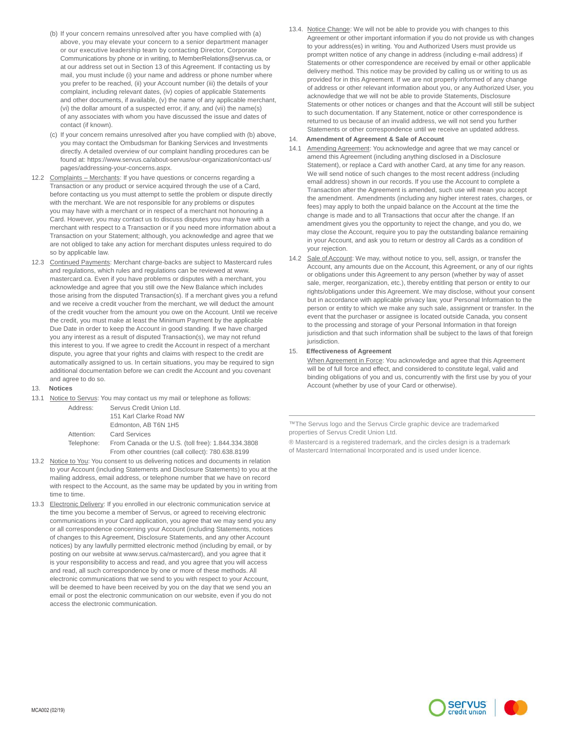(b) If your concern remains unresolved after you have complied with (a) above, you may elevate your concern to a senior department manager or our executive leadership team by contacting Director, Corporate Communications by phone or in writing, to MemberRelations@servus.ca, or at our address set out in Section 13 of this Agreement. If contacting us by mail, you must include (i) your name and address or phone number where you prefer to be reached, (ii) your Account number (iii) the details of your complaint, including relevant dates, (iv) copies of applicable Statements and other documents, if available, (v) the name of any applicable merchant, (vi) the dollar amount of a suspected error, if any, and (vii) the name(s) of any associates with whom you have discussed the issue and dates of contact (if known).

(c) If your concern remains unresolved after you have complied with (b) above, you may contact the Ombudsman for Banking Services and Investments directly. A detailed overview of our complaint handling procedures can be found at: https://www.servus.ca/about-servus/our-organization/contact-us/pages/addressing-your-concerns.aspx.

12.2 Complaints – Merchants: If you have questions or concerns regarding a Transaction or any product or service acquired through the use of a Card, before contacting us you must attempt to settle the problem or dispute directly with the merchant. We are not responsible for any problems or disputes you may have with a merchant or in respect of a merchant not honouring a Card. However, you may contact us to discuss disputes you may have with a merchant with respect to a Transaction or if you need more information about a Transaction on your Statement; although, you acknowledge and agree that we are not obliged to take any action for merchant disputes unless required to do so by applicable law.

12.3 Continued Payments: Merchant charge-backs are subject to Mastercard rules and regulations, which rules and regulations can be reviewed at www.mastercard.ca. Even if you have problems or disputes with a merchant, you acknowledge and agree that you still owe the New Balance which includes those arising from the disputed Transaction(s). If a merchant gives you a refund and we receive a credit voucher from the merchant, we will deduct the amount of the credit voucher from the amount you owe on the Account. Until we receive the credit, you must make at least the Minimum Payment by the applicable Due Date in order to keep the Account in good standing. If we have charged you any interest as a result of disputed Transaction(s), we may not refund this interest to you. If we agree to credit the Account in respect of a merchant dispute, you agree that your rights and claims with respect to the credit are automatically assigned to us. In certain situations, you may be required to sign additional documentation before we can credit the Account and you covenant and agree to do so.

## 13. Notices

13.1 Notice to Servus: You may contact us my mail or telephone as follows:

| | |
|---|---|
| Address: | Servus Credit Union Ltd.<br>151 Karl Clarke Road NW<br>Edmonton, AB T6N 1H5 |
| Attention: | Card Services |
| Telephone: | From Canada or the U.S. (toll free): 1.844.334.3808<br>From other countries (call collect): 780.638.8199 |

13.2 Notice to You: You consent to us delivering notices and documents in relation to your Account (including Statements and Disclosure Statements) to you at the mailing address, email address, or telephone number that we have on record with respect to the Account, as the same may be updated by you in writing from time to time.

13.3 Electronic Delivery: If you enrolled in our electronic communication service at the time you become a member of Servus, or agreed to receiving electronic communications in your Card application, you agree that we may send you any or all correspondence concerning your Account (including Statements, notices of changes to this Agreement, Disclosure Statements, and any other Account notices) by any lawfully permitted electronic method (including by email, or by posting on our website at www.servus.ca/mastercard), and you agree that it is your responsibility to access and read, and you agree that you will access and read, all such correspondence by one or more of these methods. All electronic communications that we send to you with respect to your Account, will be deemed to have been received by you on the day that we send you an email or post the electronic communication on our website, even if you do not access the electronic communication.

13.4. Notice Change: We will not be able to provide you with changes to this Agreement or other important information if you do not provide us with changes to your address(es) in writing. You and Authorized Users must provide us prompt written notice of any change in address (including e-mail address) if Statements or other correspondence are received by email or other applicable delivery method. This notice may be provided by calling us or writing to us as provided for in this Agreement. If we are not properly informed of any change of address or other relevant information about you, or any Authorized User, you acknowledge that we will not be able to provide Statements, Disclosure Statements or other notices or changes and that the Account will still be subject to such documentation. If any Statement, notice or other correspondence is returned to us because of an invalid address, we will not send you further Statements or other correspondence until we receive an updated address.

## 14. Amendment of Agreement & Sale of Account

14.1 Amending Agreement: You acknowledge and agree that we may cancel or amend this Agreement (including anything disclosed in a Disclosure Statement), or replace a Card with another Card, at any time for any reason. We will send notice of such changes to the most recent address (including email address) shown in our records. If you use the Account to complete a Transaction after the Agreement is amended, such use will mean you accept the amendment. Amendments (including any higher interest rates, charges, or fees) may apply to both the unpaid balance on the Account at the time the change is made and to all Transactions that occur after the change. If an amendment gives you the opportunity to reject the change, and you do, we may close the Account, require you to pay the outstanding balance remaining in your Account, and ask you to return or destroy all Cards as a condition of your rejection.

14.2 Sale of Account: We may, without notice to you, sell, assign, or transfer the Account, any amounts due on the Account, this Agreement, or any of our rights or obligations under this Agreement to any person (whether by way of asset sale, merger, reorganization, etc.), thereby entitling that person or entity to our rights/obligations under this Agreement. We may disclose, without your consent but in accordance with applicable privacy law, your Personal Information to the person or entity to which we make any such sale, assignment or transfer. In the event that the purchaser or assignee is located outside Canada, you consent to the processing and storage of your Personal Information in that foreign jurisdiction and that such information shall be subject to the laws of that foreign jurisdiction.

## 15. Effectiveness of Agreement

When Agreement in Force: You acknowledge and agree that this Agreement will be of full force and effect, and considered to constitute legal, valid and binding obligations of you and us, concurrently with the first use by you of your Account (whether by use of your Card or otherwise).

---

™The Servus logo and the Servus Circle graphic device are trademarked properties of Servus Credit Union Ltd.

® Mastercard is a registered trademark, and the circles design is a trademark of Mastercard International Incorporated and is used under licence.

MCA002 (02/19)